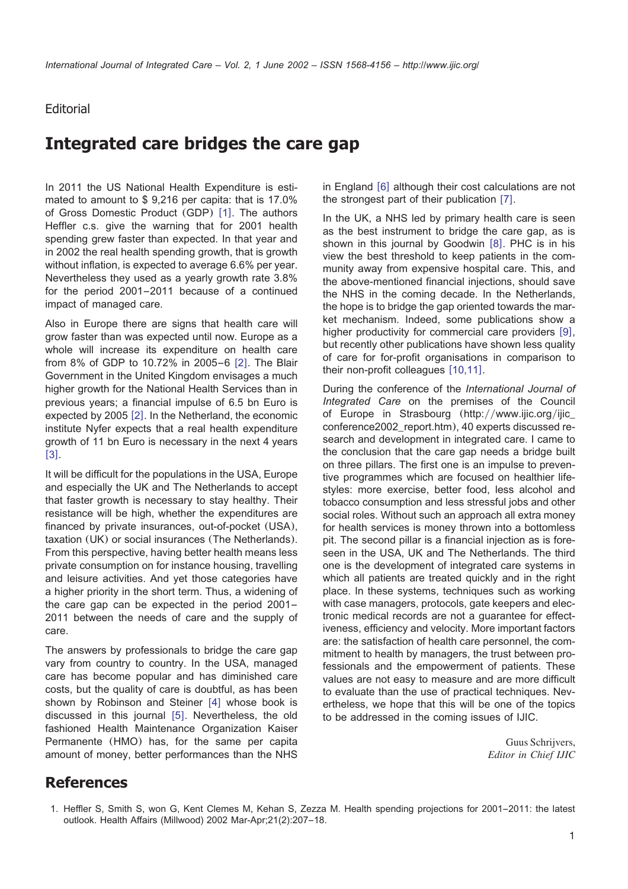Editorial

# Integrated care bridges the care gap

In 2011 the US National Health Expenditure is estimated to amount to $ 9,216 per capita: that is 17.0% of Gross Domestic Product (GDP) [1]. The authors Heffler c.s. give the warning that for 2001 health spending grew faster than expected. In that year and in 2002 the real health spending growth, that is growth without inflation, is expected to average 6.6% per year. Nevertheless they used as a yearly growth rate 3.8% for the period 2001–2011 because of a continued impact of managed care.

Also in Europe there are signs that health care will grow faster than was expected until now. Europe as a whole will increase its expenditure on health care from 8% of GDP to 10.72% in 2005–6 [2]. The Blair Government in the United Kingdom envisages a much higher growth for the National Health Services than in previous years; a financial impulse of 6.5 bn Euro is expected by 2005 [2]. In the Netherland, the economic institute Nyfer expects that a real health expenditure growth of 11 bn Euro is necessary in the next 4 years [3].

It will be difficult for the populations in the USA, Europe and especially the UK and The Netherlands to accept that faster growth is necessary to stay healthy. Their resistance will be high, whether the expenditures are financed by private insurances, out-of-pocket (USA), taxation (UK) or social insurances (The Netherlands). From this perspective, having better health means less private consumption on for instance housing, travelling and leisure activities. And yet those categories have a higher priority in the short term. Thus, a widening of the care gap can be expected in the period 2001–2011 between the needs of care and the supply of care.

The answers by professionals to bridge the care gap vary from country to country. In the USA, managed care has become popular and has diminished care costs, but the quality of care is doubtful, as has been shown by Robinson and Steiner [4] whose book is discussed in this journal [5]. Nevertheless, the old fashioned Health Maintenance Organization Kaiser Permanente (HMO) has, for the same per capita amount of money, better performances than the NHS in England [6] although their cost calculations are not the strongest part of their publication [7].

In the UK, a NHS led by primary health care is seen as the best instrument to bridge the care gap, as is shown in this journal by Goodwin [8]. PHC is in his view the best threshold to keep patients in the community away from expensive hospital care. This, and the above-mentioned financial injections, should save the NHS in the coming decade. In the Netherlands, the hope is to bridge the gap oriented towards the market mechanism. Indeed, some publications show a higher productivity for commercial care providers [9], but recently other publications have shown less quality of care for for-profit organisations in comparison to their non-profit colleagues [10,11].

During the conference of the *International Journal of Integrated Care* on the premises of the Council of Europe in Strasbourg (http://www.ijic.org/ijic_conference2002_report.htm), 40 experts discussed research and development in integrated care. I came to the conclusion that the care gap needs a bridge built on three pillars. The first one is an impulse to preventive programmes which are focused on healthier lifestyles: more exercise, better food, less alcohol and tobacco consumption and less stressful jobs and other social roles. Without such an approach all extra money for health services is money thrown into a bottomless pit. The second pillar is a financial injection as is foreseen in the USA, UK and The Netherlands. The third one is the development of integrated care systems in which all patients are treated quickly and in the right place. In these systems, techniques such as working with case managers, protocols, gate keepers and electronic medical records are not a guarantee for effectiveness, efficiency and velocity. More important factors are: the satisfaction of health care personnel, the commitment to health by managers, the trust between professionals and the empowerment of patients. These values are not easy to measure and are more difficult to evaluate than the use of practical techniques. Nevertheless, we hope that this will be one of the topics to be addressed in the coming issues of IJIC.

Guus Schrijvers,
*Editor in Chief IJIC*

## References

1. Heffler S, Smith S, won G, Kent Clemes M, Kehan S, Zezza M. Health spending projections for 2001–2011: the latest outlook. Health Affairs (Millwood) 2002 Mar-Apr;21(2):207–18.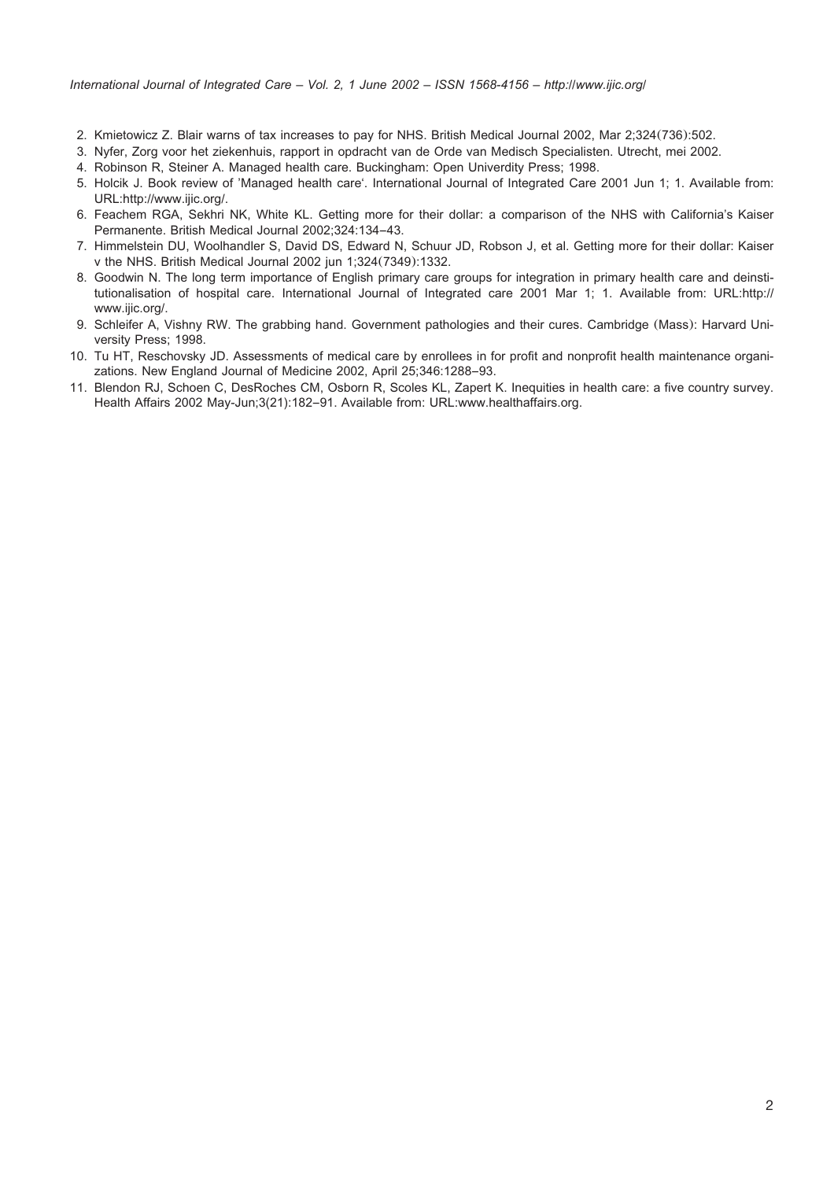2. Kmietowicz Z. Blair warns of tax increases to pay for NHS. British Medical Journal 2002, Mar 2;324(736):502.
3. Nyfer, Zorg voor het ziekenhuis, rapport in opdracht van de Orde van Medisch Specialisten. Utrecht, mei 2002.
4. Robinson R, Steiner A. Managed health care. Buckingham: Open Univerdity Press; 1998.
5. Holcik J. Book review of 'Managed health care'. International Journal of Integrated Care 2001 Jun 1; 1. Available from: URL:http://www.ijic.org/.
6. Feachem RGA, Sekhri NK, White KL. Getting more for their dollar: a comparison of the NHS with California's Kaiser Permanente. British Medical Journal 2002;324:134–43.
7. Himmelstein DU, Woolhandler S, David DS, Edward N, Schuur JD, Robson J, et al. Getting more for their dollar: Kaiser v the NHS. British Medical Journal 2002 jun 1;324(7349):1332.
8. Goodwin N. The long term importance of English primary care groups for integration in primary health care and deinstitutionalisation of hospital care. International Journal of Integrated care 2001 Mar 1; 1. Available from: URL:http://www.ijic.org/.
9. Schleifer A, Vishny RW. The grabbing hand. Government pathologies and their cures. Cambridge (Mass): Harvard University Press; 1998.
10. Tu HT, Reschovsky JD. Assessments of medical care by enrollees in for profit and nonprofit health maintenance organizations. New England Journal of Medicine 2002, April 25;346:1288–93.
11. Blendon RJ, Schoen C, DesRoches CM, Osborn R, Scoles KL, Zapert K. Inequities in health care: a five country survey. Health Affairs 2002 May-Jun;3(21):182–91. Available from: URL:www.healthaffairs.org.